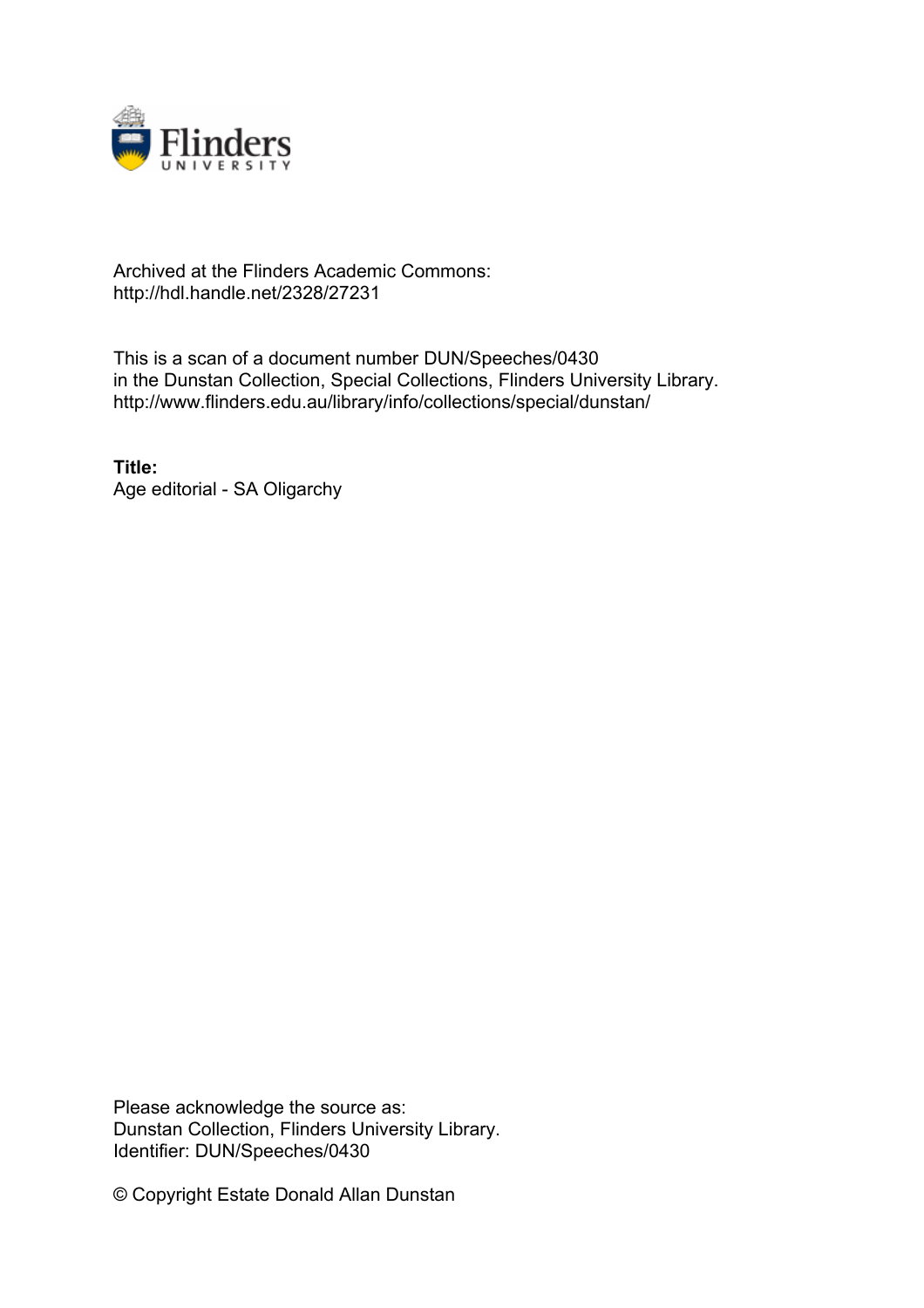Archived at the Flinders Academic Commons:
http://hdl.handle.net/2328/27231

This is a scan of a document number DUN/Speeches/0430
in the Dunstan Collection, Special Collections, Flinders University Library.
http://www.flinders.edu.au/library/info/collections/special/dunstan/

**Title:**
Age editorial - SA Oligarchy

Please acknowledge the source as:
Dunstan Collection, Flinders University Library.
Identifier: DUN/Speeches/0430

© Copyright Estate Donald Allan Dunstan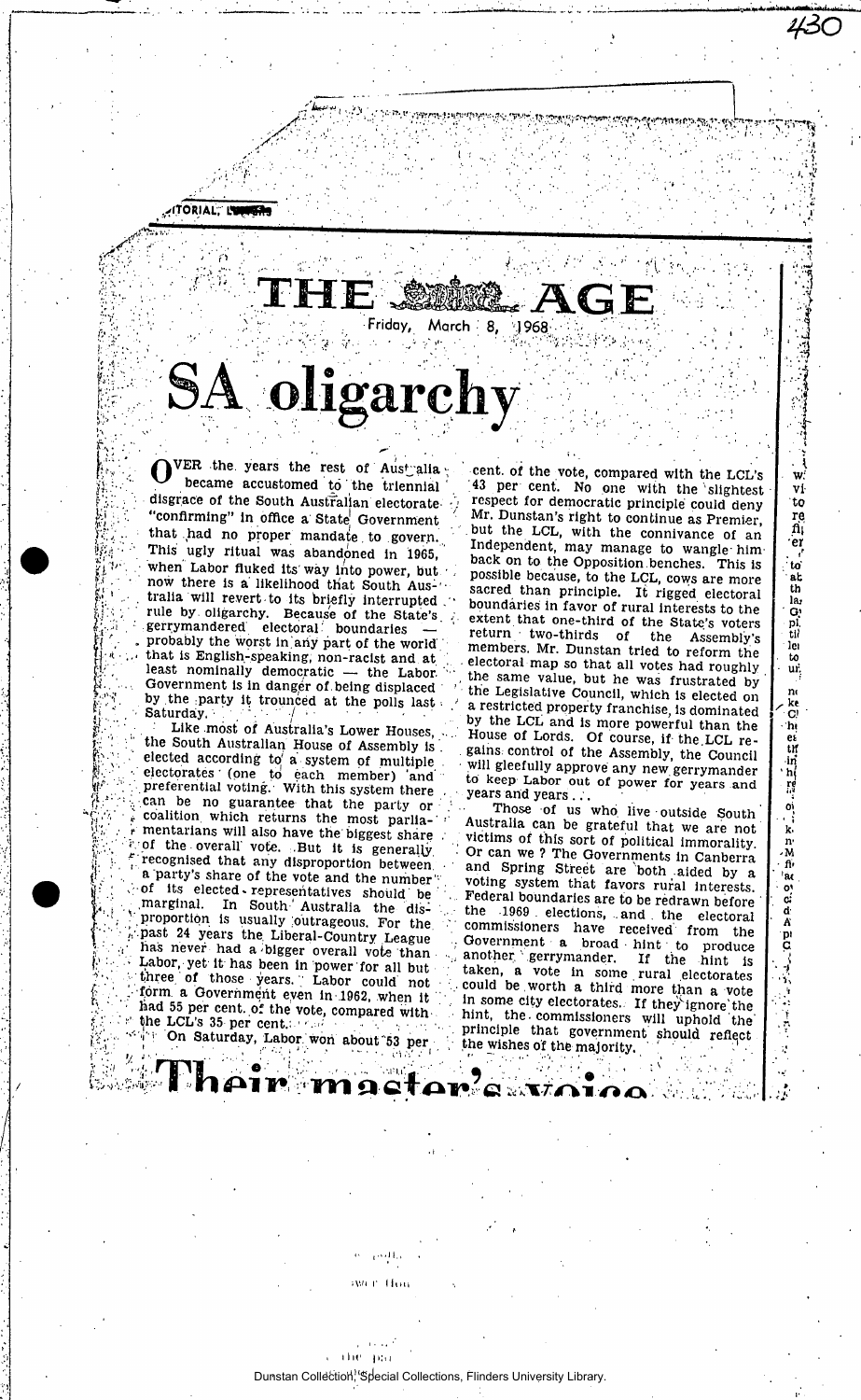EDITORIAL, LETTERS

# THE AGE

Friday, March 8, 1968

# SA oligarchy

OVER the years the rest of Australia became accustomed to the triennial disgrace of the South Australian electorate "confirming" in office a State Government that had no proper mandate to govern. This ugly ritual was abandoned in 1965, when Labor fluked its way into power, but now there is a likelihood that South Australia will revert to its briefly interrupted rule by oligarchy. Because of the State's gerrymandered electoral boundaries — probably the worst in any part of the world that is English-speaking, non-racist and at least nominally democratic — the Labor Government is in danger of being displaced by the party it trounced at the polls last Saturday.

Like most of Australia's Lower Houses, the South Australian House of Assembly is elected according to a system of multiple electorates (one to each member) and preferential voting. With this system there can be no guarantee that the party or coalition which returns the most parliamentarians will also have the biggest share of the overall vote. But it is generally recognised that any disproportion between a party's share of the vote and the number of its elected representatives should be marginal. In South Australia the disproportion is usually outrageous. For the past 24 years the Liberal-Country League has never had a bigger overall vote than Labor, yet it has been in power for all but three of those years. Labor could not form a Government even in 1962, when it had 55 per cent. of the vote, compared with the LCL's 35 per cent.

On Saturday, Labor won about 53 per cent. of the vote, compared with the LCL's 43 per cent. No one with the slightest respect for democratic principle could deny Mr. Dunstan's right to continue as Premier, but the LCL, with the connivance of an Independent, may manage to wangle him back on to the Opposition benches. This is possible because, to the LCL, cows are more sacred than principle. It rigged electoral boundaries in favor of rural interests to the extent that one-third of the State's voters return two-thirds of the Assembly's members. Mr. Dunstan tried to reform the electoral map so that all votes had roughly the same value, but he was frustrated by the Legislative Council, which is elected on a restricted property franchise, is dominated by the LCL and is more powerful than the House of Lords. Of course, if the LCL regains control of the Assembly, the Council will gleefully approve any new gerrymander to keep Labor out of power for years and years . . .

Those of us who live outside South Australia can be grateful that we are not victims of this sort of political immorality. Or can we? The Governments in Canberra and Spring Street are both aided by a voting system that favors rural interests. Federal boundaries are to be redrawn before the 1969 elections, and the electoral commissioners have received from the Government a broad hint to produce another gerrymander. If the hint is taken, a vote in some rural electorates could be worth a third more than a vote in some city electorates. If they ignore the hint, the commissioners will uphold the principle that government should reflect the wishes of the majority.

# Their master's voice